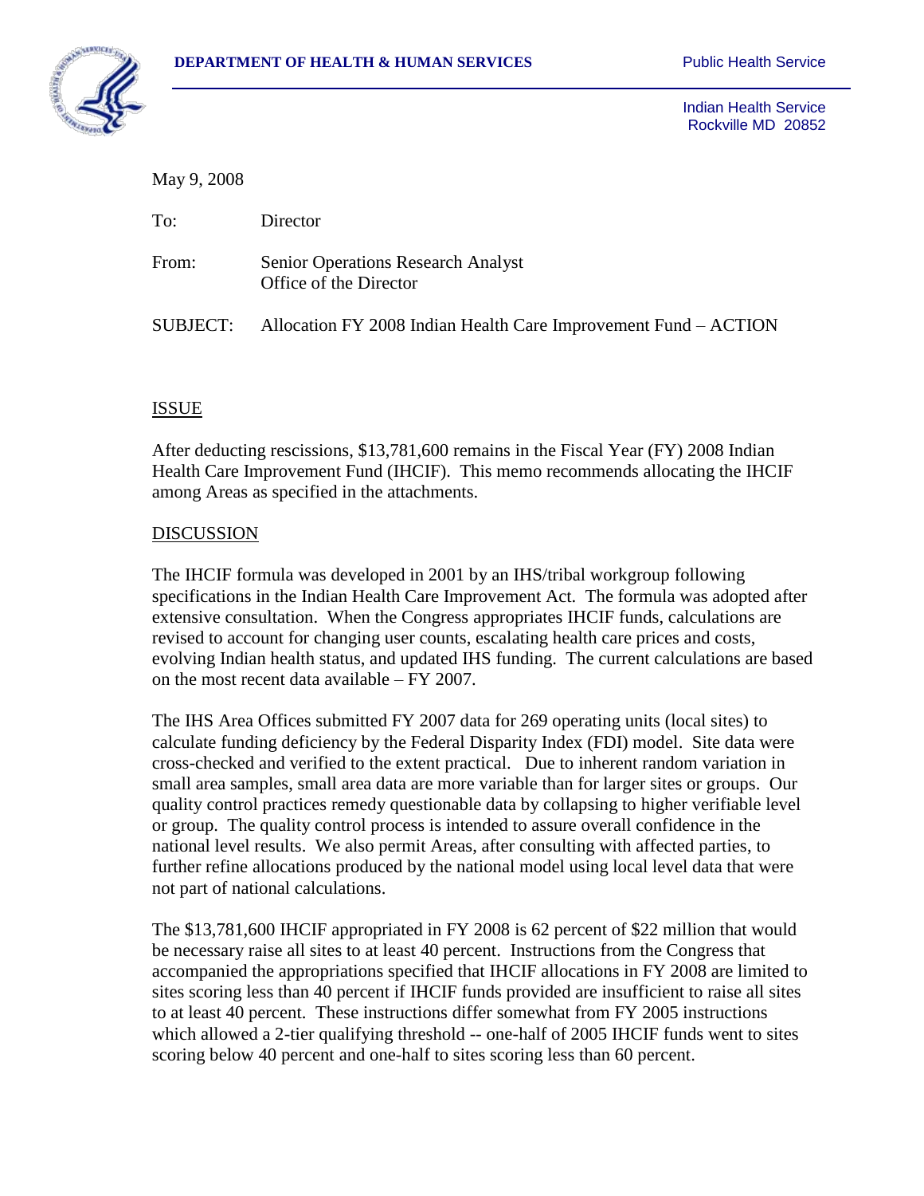**DEPARTMENT OF HEALTH & HUMAN SERVICES** Public Health Service

Indian Health Service
Rockville MD 20852

May 9, 2008

To: Director

From: Senior Operations Research Analyst
Office of the Director

SUBJECT: Allocation FY 2008 Indian Health Care Improvement Fund – ACTION

## ISSUE

After deducting rescissions, $13,781,600 remains in the Fiscal Year (FY) 2008 Indian Health Care Improvement Fund (IHCIF). This memo recommends allocating the IHCIF among Areas as specified in the attachments.

## DISCUSSION

The IHCIF formula was developed in 2001 by an IHS/tribal workgroup following specifications in the Indian Health Care Improvement Act. The formula was adopted after extensive consultation. When the Congress appropriates IHCIF funds, calculations are revised to account for changing user counts, escalating health care prices and costs, evolving Indian health status, and updated IHS funding. The current calculations are based on the most recent data available – FY 2007.

The IHS Area Offices submitted FY 2007 data for 269 operating units (local sites) to calculate funding deficiency by the Federal Disparity Index (FDI) model. Site data were cross-checked and verified to the extent practical. Due to inherent random variation in small area samples, small area data are more variable than for larger sites or groups. Our quality control practices remedy questionable data by collapsing to higher verifiable level or group. The quality control process is intended to assure overall confidence in the national level results. We also permit Areas, after consulting with affected parties, to further refine allocations produced by the national model using local level data that were not part of national calculations.

The $13,781,600 IHCIF appropriated in FY 2008 is 62 percent of $22 million that would be necessary raise all sites to at least 40 percent. Instructions from the Congress that accompanied the appropriations specified that IHCIF allocations in FY 2008 are limited to sites scoring less than 40 percent if IHCIF funds provided are insufficient to raise all sites to at least 40 percent. These instructions differ somewhat from FY 2005 instructions which allowed a 2-tier qualifying threshold -- one-half of 2005 IHCIF funds went to sites scoring below 40 percent and one-half to sites scoring less than 60 percent.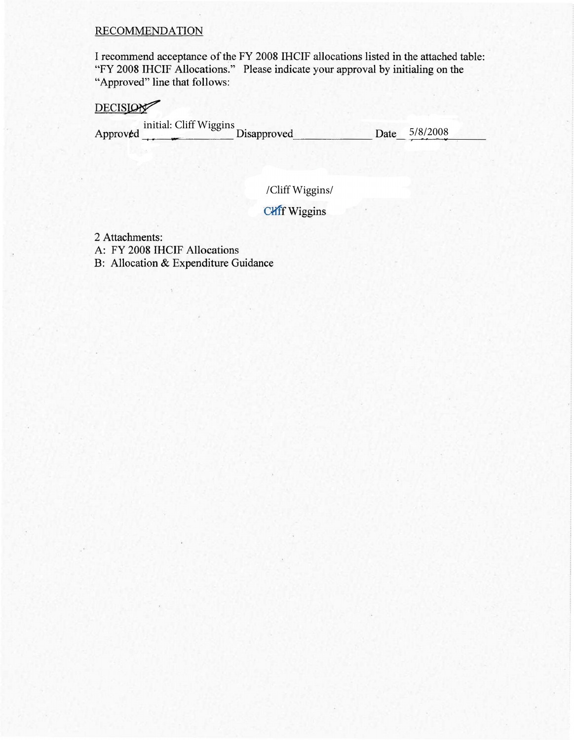RECOMMENDATION

I recommend acceptance of the FY 2008 IHCIF allocations listed in the attached table: "FY 2008 IHCIF Allocations." Please indicate your approval by initialing on the "Approved" line that follows:

DECISION

Approved initial: Cliff Wiggins Disapproved____________ Date 5/8/2008

/Cliff Wiggins/

Cliff Wiggins

2 Attachments:
A: FY 2008 IHCIF Allocations
B: Allocation & Expenditure Guidance